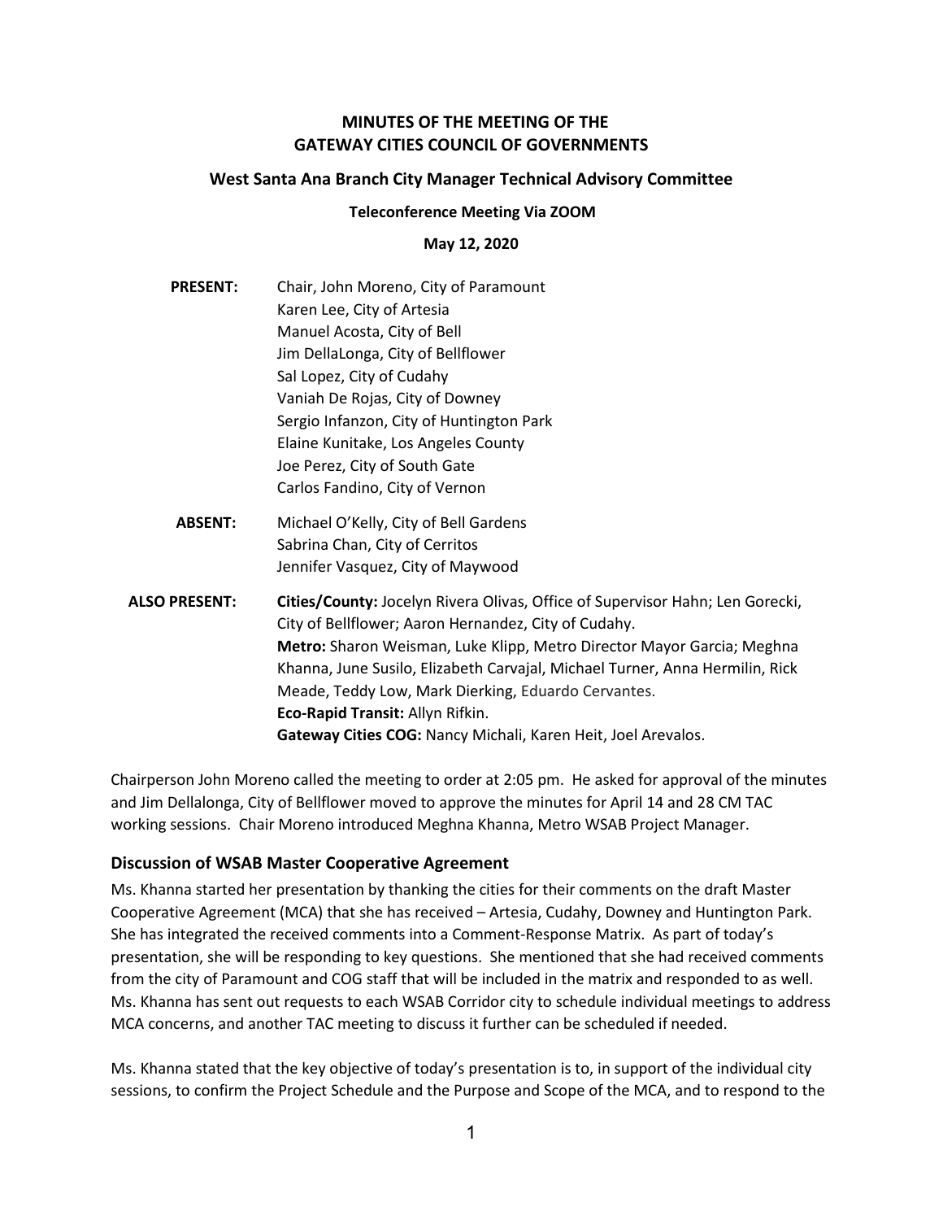# MINUTES OF THE MEETING OF THE GATEWAY CITIES COUNCIL OF GOVERNMENTS

## West Santa Ana Branch City Manager Technical Advisory Committee

**Teleconference Meeting Via ZOOM**

**May 12, 2020**

**PRESENT:**
Chair, John Moreno, City of Paramount
Karen Lee, City of Artesia
Manuel Acosta, City of Bell
Jim DellaLonga, City of Bellflower
Sal Lopez, City of Cudahy
Vaniah De Rojas, City of Downey
Sergio Infanzon, City of Huntington Park
Elaine Kunitake, Los Angeles County
Joe Perez, City of South Gate
Carlos Fandino, City of Vernon

**ABSENT:**
Michael O'Kelly, City of Bell Gardens
Sabrina Chan, City of Cerritos
Jennifer Vasquez, City of Maywood

**ALSO PRESENT:**
**Cities/County:** Jocelyn Rivera Olivas, Office of Supervisor Hahn; Len Gorecki, City of Bellflower; Aaron Hernandez, City of Cudahy.
**Metro:** Sharon Weisman, Luke Klipp, Metro Director Mayor Garcia; Meghna Khanna, June Susilo, Elizabeth Carvajal, Michael Turner, Anna Hermilin, Rick Meade, Teddy Low, Mark Dierking, Eduardo Cervantes.
**Eco-Rapid Transit:** Allyn Rifkin.
**Gateway Cities COG:** Nancy Michali, Karen Heit, Joel Arevalos.

Chairperson John Moreno called the meeting to order at 2:05 pm. He asked for approval of the minutes and Jim Dellalonga, City of Bellflower moved to approve the minutes for April 14 and 28 CM TAC working sessions. Chair Moreno introduced Meghna Khanna, Metro WSAB Project Manager.

### Discussion of WSAB Master Cooperative Agreement

Ms. Khanna started her presentation by thanking the cities for their comments on the draft Master Cooperative Agreement (MCA) that she has received – Artesia, Cudahy, Downey and Huntington Park. She has integrated the received comments into a Comment-Response Matrix. As part of today's presentation, she will be responding to key questions. She mentioned that she had received comments from the city of Paramount and COG staff that will be included in the matrix and responded to as well. Ms. Khanna has sent out requests to each WSAB Corridor city to schedule individual meetings to address MCA concerns, and another TAC meeting to discuss it further can be scheduled if needed.

Ms. Khanna stated that the key objective of today's presentation is to, in support of the individual city sessions, to confirm the Project Schedule and the Purpose and Scope of the MCA, and to respond to the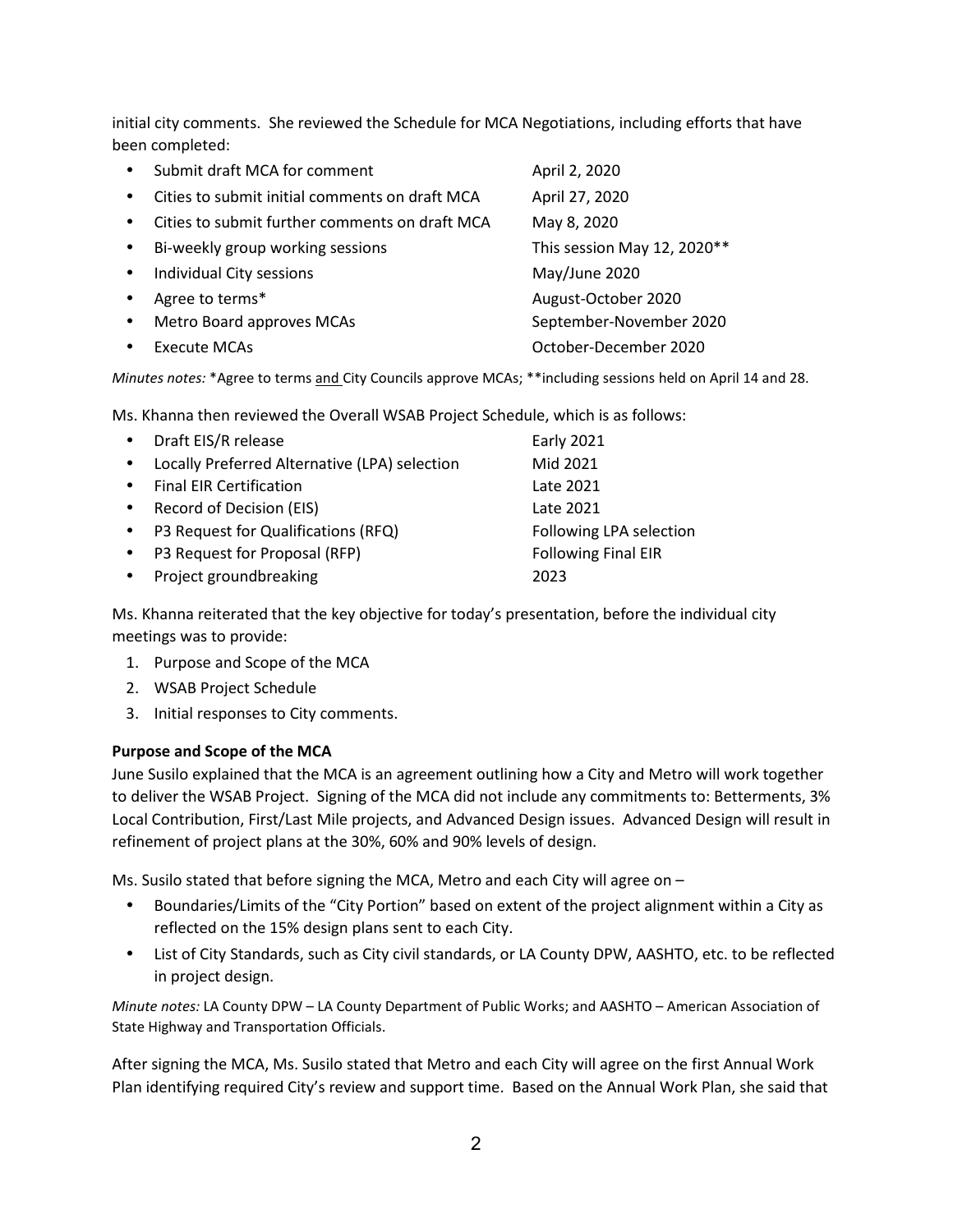initial city comments. She reviewed the Schedule for MCA Negotiations, including efforts that have been completed:

| | |
|---|---|
| • Submit draft MCA for comment | April 2, 2020 |
| • Cities to submit initial comments on draft MCA | April 27, 2020 |
| • Cities to submit further comments on draft MCA | May 8, 2020 |
| • Bi-weekly group working sessions | This session May 12, 2020** |
| • Individual City sessions | May/June 2020 |
| • Agree to terms* | August-October 2020 |
| • Metro Board approves MCAs | September-November 2020 |
| • Execute MCAs | October-December 2020 |

*Minutes notes:* *Agree to terms <u>and</u> City Councils approve MCAs; **including sessions held on April 14 and 28.

Ms. Khanna then reviewed the Overall WSAB Project Schedule, which is as follows:

| | |
|---|---|
| • Draft EIS/R release | Early 2021 |
| • Locally Preferred Alternative (LPA) selection | Mid 2021 |
| • Final EIR Certification | Late 2021 |
| • Record of Decision (EIS) | Late 2021 |
| • P3 Request for Qualifications (RFQ) | Following LPA selection |
| • P3 Request for Proposal (RFP) | Following Final EIR |
| • Project groundbreaking | 2023 |

Ms. Khanna reiterated that the key objective for today's presentation, before the individual city meetings was to provide:

1. Purpose and Scope of the MCA
2. WSAB Project Schedule
3. Initial responses to City comments.

**Purpose and Scope of the MCA**

June Susilo explained that the MCA is an agreement outlining how a City and Metro will work together to deliver the WSAB Project. Signing of the MCA did not include any commitments to: Betterments, 3% Local Contribution, First/Last Mile projects, and Advanced Design issues. Advanced Design will result in refinement of project plans at the 30%, 60% and 90% levels of design.

Ms. Susilo stated that before signing the MCA, Metro and each City will agree on –

- Boundaries/Limits of the "City Portion" based on extent of the project alignment within a City as reflected on the 15% design plans sent to each City.
- List of City Standards, such as City civil standards, or LA County DPW, AASHTO, etc. to be reflected in project design.

*Minute notes:* LA County DPW – LA County Department of Public Works; and AASHTO – American Association of State Highway and Transportation Officials.

After signing the MCA, Ms. Susilo stated that Metro and each City will agree on the first Annual Work Plan identifying required City's review and support time. Based on the Annual Work Plan, she said that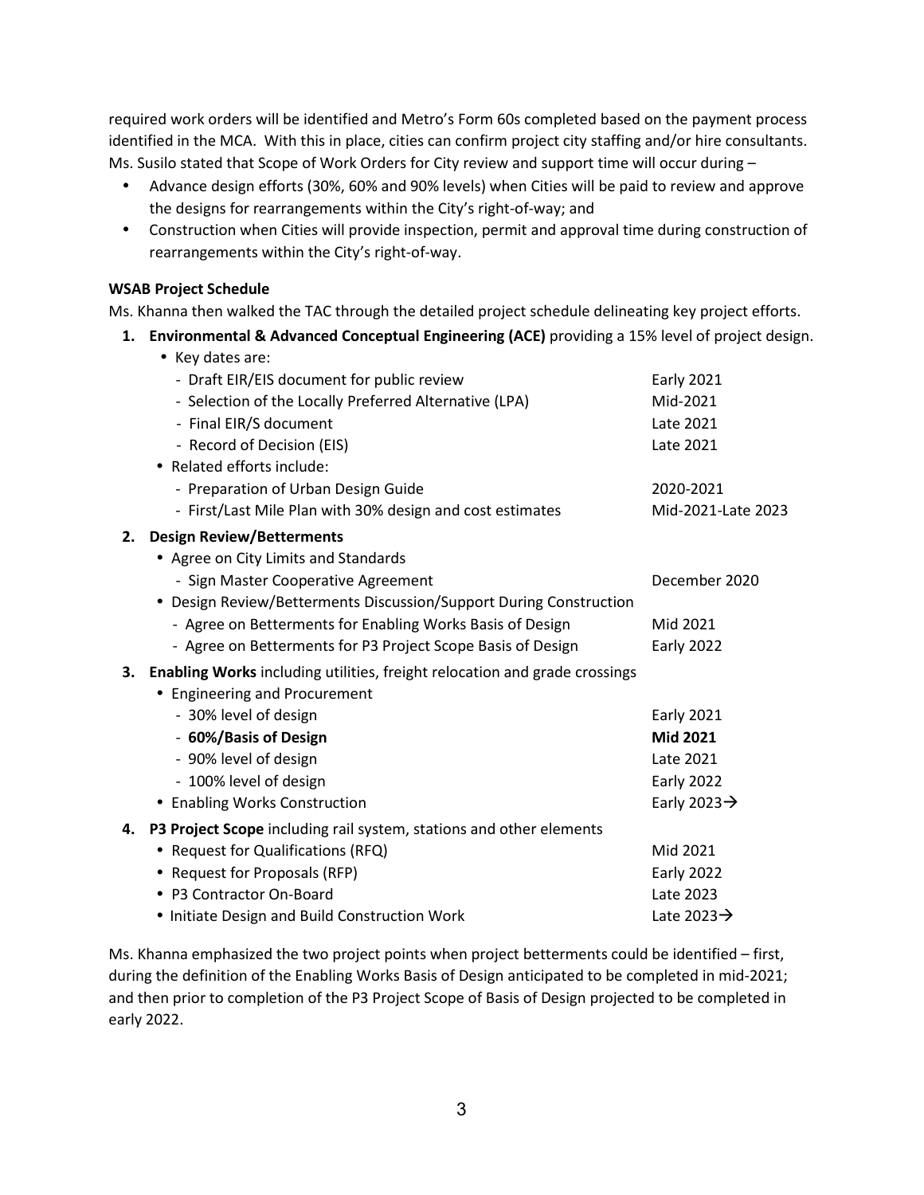required work orders will be identified and Metro's Form 60s completed based on the payment process identified in the MCA. With this in place, cities can confirm project city staffing and/or hire consultants. Ms. Susilo stated that Scope of Work Orders for City review and support time will occur during –

- Advance design efforts (30%, 60% and 90% levels) when Cities will be paid to review and approve the designs for rearrangements within the City's right-of-way; and
- Construction when Cities will provide inspection, permit and approval time during construction of rearrangements within the City's right-of-way.

**WSAB Project Schedule**

Ms. Khanna then walked the TAC through the detailed project schedule delineating key project efforts.

1. **Environmental & Advanced Conceptual Engineering (ACE)** providing a 15% level of project design.
   - Key dates are:
     - Draft EIR/EIS document for public review — Early 2021
     - Selection of the Locally Preferred Alternative (LPA) — Mid-2021
     - Final EIR/S document — Late 2021
     - Record of Decision (EIS) — Late 2021
   - Related efforts include:
     - Preparation of Urban Design Guide — 2020-2021
     - First/Last Mile Plan with 30% design and cost estimates — Mid-2021-Late 2023
2. **Design Review/Betterments**
   - Agree on City Limits and Standards
     - Sign Master Cooperative Agreement — December 2020
   - Design Review/Betterments Discussion/Support During Construction
     - Agree on Betterments for Enabling Works Basis of Design — Mid 2021
     - Agree on Betterments for P3 Project Scope Basis of Design — Early 2022
3. **Enabling Works** including utilities, freight relocation and grade crossings
   - Engineering and Procurement
     - 30% level of design — Early 2021
     - **60%/Basis of Design** — **Mid 2021**
     - 90% level of design — Late 2021
     - 100% level of design — Early 2022
   - Enabling Works Construction — Early 2023→
4. **P3 Project Scope** including rail system, stations and other elements
   - Request for Qualifications (RFQ) — Mid 2021
   - Request for Proposals (RFP) — Early 2022
   - P3 Contractor On-Board — Late 2023
   - Initiate Design and Build Construction Work — Late 2023→

Ms. Khanna emphasized the two project points when project betterments could be identified – first, during the definition of the Enabling Works Basis of Design anticipated to be completed in mid-2021; and then prior to completion of the P3 Project Scope of Basis of Design projected to be completed in early 2022.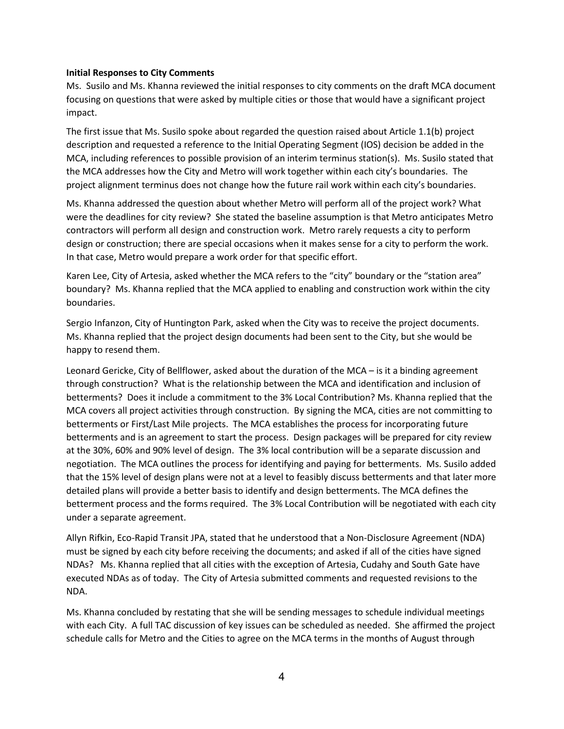**Initial Responses to City Comments**

Ms. Susilo and Ms. Khanna reviewed the initial responses to city comments on the draft MCA document focusing on questions that were asked by multiple cities or those that would have a significant project impact.

The first issue that Ms. Susilo spoke about regarded the question raised about Article 1.1(b) project description and requested a reference to the Initial Operating Segment (IOS) decision be added in the MCA, including references to possible provision of an interim terminus station(s). Ms. Susilo stated that the MCA addresses how the City and Metro will work together within each city's boundaries. The project alignment terminus does not change how the future rail work within each city's boundaries.

Ms. Khanna addressed the question about whether Metro will perform all of the project work? What were the deadlines for city review? She stated the baseline assumption is that Metro anticipates Metro contractors will perform all design and construction work. Metro rarely requests a city to perform design or construction; there are special occasions when it makes sense for a city to perform the work. In that case, Metro would prepare a work order for that specific effort.

Karen Lee, City of Artesia, asked whether the MCA refers to the "city" boundary or the "station area" boundary? Ms. Khanna replied that the MCA applied to enabling and construction work within the city boundaries.

Sergio Infanzon, City of Huntington Park, asked when the City was to receive the project documents. Ms. Khanna replied that the project design documents had been sent to the City, but she would be happy to resend them.

Leonard Gericke, City of Bellflower, asked about the duration of the MCA – is it a binding agreement through construction? What is the relationship between the MCA and identification and inclusion of betterments? Does it include a commitment to the 3% Local Contribution? Ms. Khanna replied that the MCA covers all project activities through construction. By signing the MCA, cities are not committing to betterments or First/Last Mile projects. The MCA establishes the process for incorporating future betterments and is an agreement to start the process. Design packages will be prepared for city review at the 30%, 60% and 90% level of design. The 3% local contribution will be a separate discussion and negotiation. The MCA outlines the process for identifying and paying for betterments. Ms. Susilo added that the 15% level of design plans were not at a level to feasibly discuss betterments and that later more detailed plans will provide a better basis to identify and design betterments. The MCA defines the betterment process and the forms required. The 3% Local Contribution will be negotiated with each city under a separate agreement.

Allyn Rifkin, Eco-Rapid Transit JPA, stated that he understood that a Non-Disclosure Agreement (NDA) must be signed by each city before receiving the documents; and asked if all of the cities have signed NDAs? Ms. Khanna replied that all cities with the exception of Artesia, Cudahy and South Gate have executed NDAs as of today. The City of Artesia submitted comments and requested revisions to the NDA.

Ms. Khanna concluded by restating that she will be sending messages to schedule individual meetings with each City. A full TAC discussion of key issues can be scheduled as needed. She affirmed the project schedule calls for Metro and the Cities to agree on the MCA terms in the months of August through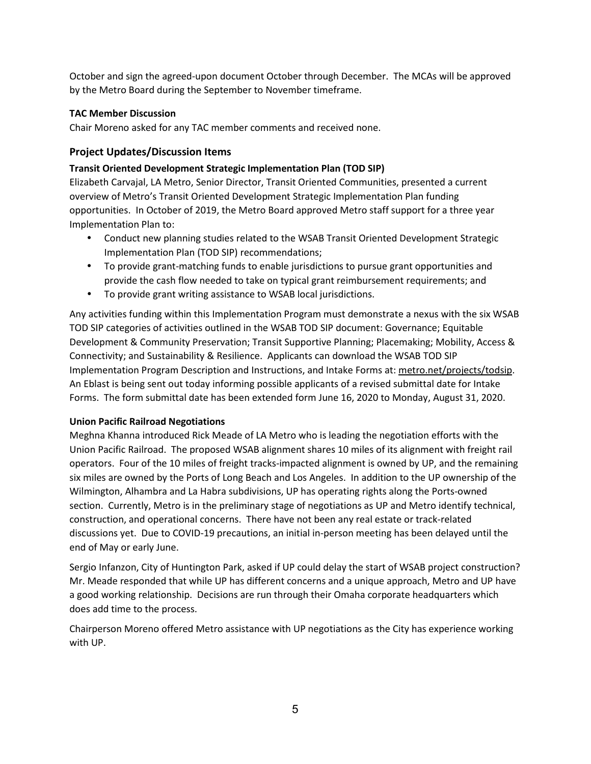October and sign the agreed-upon document October through December. The MCAs will be approved by the Metro Board during the September to November timeframe.

**TAC Member Discussion**

Chair Moreno asked for any TAC member comments and received none.

## Project Updates/Discussion Items

**Transit Oriented Development Strategic Implementation Plan (TOD SIP)**

Elizabeth Carvajal, LA Metro, Senior Director, Transit Oriented Communities, presented a current overview of Metro's Transit Oriented Development Strategic Implementation Plan funding opportunities. In October of 2019, the Metro Board approved Metro staff support for a three year Implementation Plan to:

- Conduct new planning studies related to the WSAB Transit Oriented Development Strategic Implementation Plan (TOD SIP) recommendations;
- To provide grant-matching funds to enable jurisdictions to pursue grant opportunities and provide the cash flow needed to take on typical grant reimbursement requirements; and
- To provide grant writing assistance to WSAB local jurisdictions.

Any activities funding within this Implementation Program must demonstrate a nexus with the six WSAB TOD SIP categories of activities outlined in the WSAB TOD SIP document: Governance; Equitable Development & Community Preservation; Transit Supportive Planning; Placemaking; Mobility, Access & Connectivity; and Sustainability & Resilience. Applicants can download the WSAB TOD SIP Implementation Program Description and Instructions, and Intake Forms at: metro.net/projects/todsip. An Eblast is being sent out today informing possible applicants of a revised submittal date for Intake Forms. The form submittal date has been extended form June 16, 2020 to Monday, August 31, 2020.

**Union Pacific Railroad Negotiations**

Meghna Khanna introduced Rick Meade of LA Metro who is leading the negotiation efforts with the Union Pacific Railroad. The proposed WSAB alignment shares 10 miles of its alignment with freight rail operators. Four of the 10 miles of freight tracks-impacted alignment is owned by UP, and the remaining six miles are owned by the Ports of Long Beach and Los Angeles. In addition to the UP ownership of the Wilmington, Alhambra and La Habra subdivisions, UP has operating rights along the Ports-owned section. Currently, Metro is in the preliminary stage of negotiations as UP and Metro identify technical, construction, and operational concerns. There have not been any real estate or track-related discussions yet. Due to COVID-19 precautions, an initial in-person meeting has been delayed until the end of May or early June.

Sergio Infanzon, City of Huntington Park, asked if UP could delay the start of WSAB project construction? Mr. Meade responded that while UP has different concerns and a unique approach, Metro and UP have a good working relationship. Decisions are run through their Omaha corporate headquarters which does add time to the process.

Chairperson Moreno offered Metro assistance with UP negotiations as the City has experience working with UP.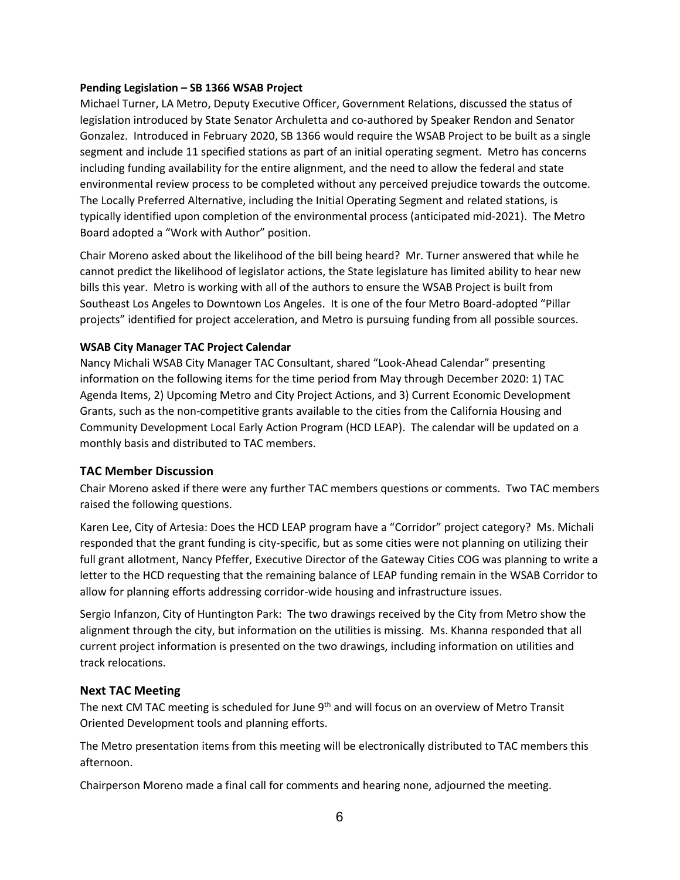**Pending Legislation – SB 1366 WSAB Project**

Michael Turner, LA Metro, Deputy Executive Officer, Government Relations, discussed the status of legislation introduced by State Senator Archuletta and co-authored by Speaker Rendon and Senator Gonzalez. Introduced in February 2020, SB 1366 would require the WSAB Project to be built as a single segment and include 11 specified stations as part of an initial operating segment. Metro has concerns including funding availability for the entire alignment, and the need to allow the federal and state environmental review process to be completed without any perceived prejudice towards the outcome. The Locally Preferred Alternative, including the Initial Operating Segment and related stations, is typically identified upon completion of the environmental process (anticipated mid-2021). The Metro Board adopted a "Work with Author" position.

Chair Moreno asked about the likelihood of the bill being heard? Mr. Turner answered that while he cannot predict the likelihood of legislator actions, the State legislature has limited ability to hear new bills this year. Metro is working with all of the authors to ensure the WSAB Project is built from Southeast Los Angeles to Downtown Los Angeles. It is one of the four Metro Board-adopted "Pillar projects" identified for project acceleration, and Metro is pursuing funding from all possible sources.

**WSAB City Manager TAC Project Calendar**

Nancy Michali WSAB City Manager TAC Consultant, shared "Look-Ahead Calendar" presenting information on the following items for the time period from May through December 2020: 1) TAC Agenda Items, 2) Upcoming Metro and City Project Actions, and 3) Current Economic Development Grants, such as the non-competitive grants available to the cities from the California Housing and Community Development Local Early Action Program (HCD LEAP). The calendar will be updated on a monthly basis and distributed to TAC members.

## TAC Member Discussion

Chair Moreno asked if there were any further TAC members questions or comments. Two TAC members raised the following questions.

Karen Lee, City of Artesia: Does the HCD LEAP program have a "Corridor" project category? Ms. Michali responded that the grant funding is city-specific, but as some cities were not planning on utilizing their full grant allotment, Nancy Pfeffer, Executive Director of the Gateway Cities COG was planning to write a letter to the HCD requesting that the remaining balance of LEAP funding remain in the WSAB Corridor to allow for planning efforts addressing corridor-wide housing and infrastructure issues.

Sergio Infanzon, City of Huntington Park: The two drawings received by the City from Metro show the alignment through the city, but information on the utilities is missing. Ms. Khanna responded that all current project information is presented on the two drawings, including information on utilities and track relocations.

## Next TAC Meeting

The next CM TAC meeting is scheduled for June 9th and will focus on an overview of Metro Transit Oriented Development tools and planning efforts.

The Metro presentation items from this meeting will be electronically distributed to TAC members this afternoon.

Chairperson Moreno made a final call for comments and hearing none, adjourned the meeting.